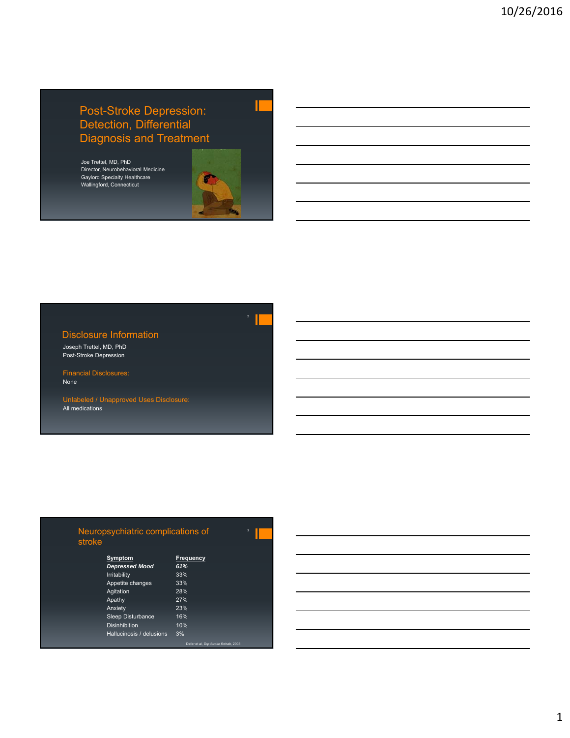# Post-Stroke Depression: Detection, Differential Diagnosis and Treatment

Joe Trettel, MD, PhD
Director, Neurobehavioral Medicine
Gaylord Specialty Healthcare
Wallingford, Connecticut

## Disclosure Information

Joseph Trettel, MD, PhD
Post-Stroke Depression

**Financial Disclosures:**
None

**Unlabeled / Unapproved Uses Disclosure:**
All medications

## Neuropsychiatric complications of stroke

| Symptom | Frequency |
|---|---|
| ***Depressed Mood*** | ***61%*** |
| Irritability | 33% |
| Appetite changes | 33% |
| Agitation | 28% |
| Apathy | 27% |
| Anxiety | 23% |
| Sleep Disturbance | 16% |
| Disinhibition | 10% |
| Hallucinosis / delusions | 3% |

Dafer et al, *Top Stroke Rehab*, 2008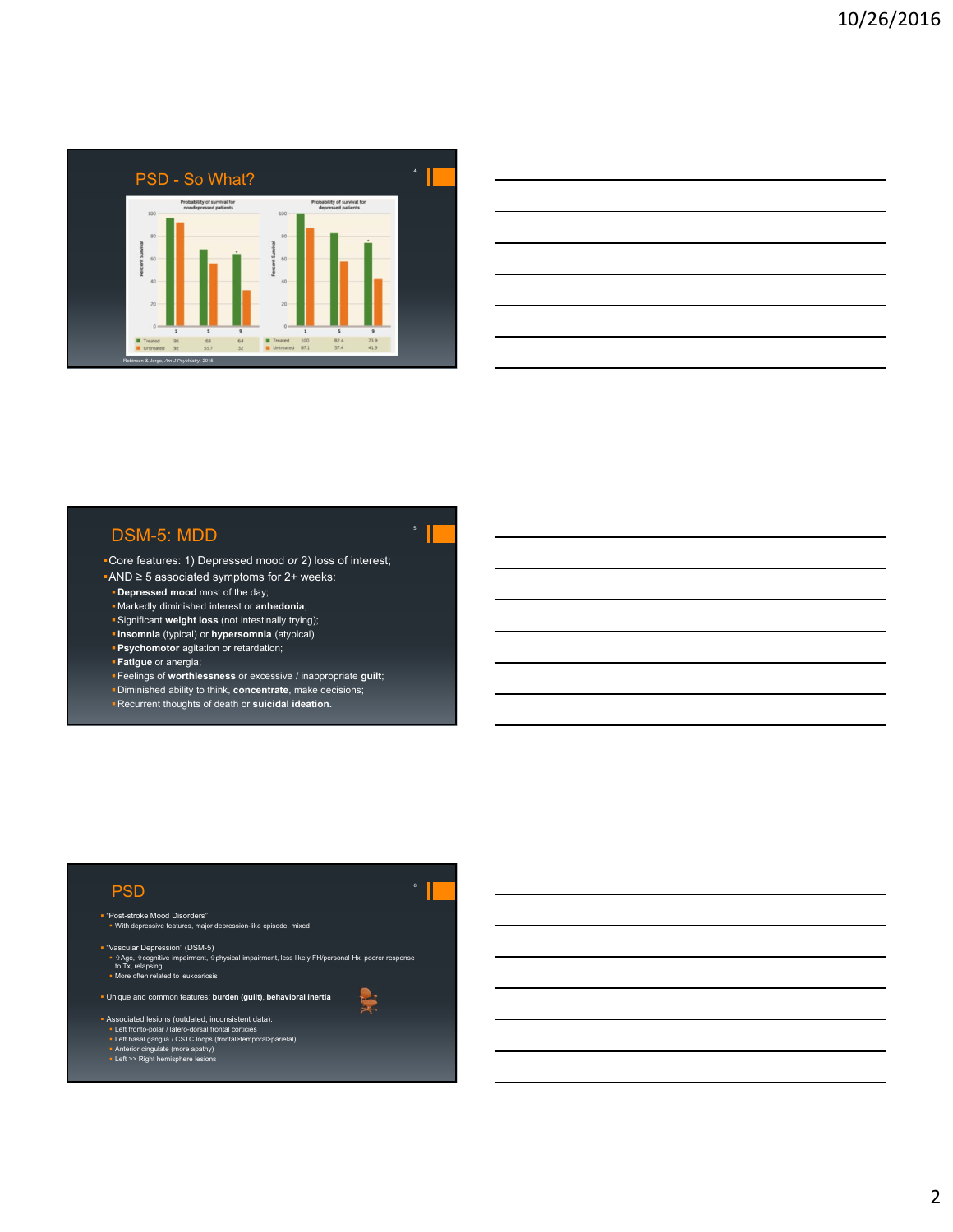## PSD - So What?

**Probability of survival for nondepressed patients**

| | 1 | 5 | 9 |
|---|---|---|---|
| Treated | 96 | 68 | 64 |
| Untreated | 92 | 55.7 | 32 |

**Probability of survival for depressed patients**

| | 1 | 5 | 9 |
|---|---|---|---|
| Treated | 100 | 82.4 | 73.9 |
| Untreated | 87.1 | 57.4 | 41.9 |

Robinson & Jorge, *Am J Psychiatry*, 2015

## DSM-5: MDD

- Core features: 1) Depressed mood *or* 2) loss of interest;
- AND ≥ 5 associated symptoms for 2+ weeks:
  - **Depressed mood** most of the day;
  - Markedly diminished interest or **anhedonia**;
  - Significant **weight loss** (not intestinally trying);
  - **Insomnia** (typical) or **hypersomnia** (atypical)
  - **Psychomotor** agitation or retardation;
  - **Fatigue** or anergia;
  - Feelings of **worthlessness** or excessive / inappropriate **guilt**;
  - Diminished ability to think, **concentrate**, make decisions;
  - Recurrent thoughts of death or **suicidal ideation.**

## PSD

- "Post-stroke Mood Disorders"
  - With depressive features, major depression-like episode, mixed
- "Vascular Depression" (DSM-5)
  - ⇧Age, ⇧cognitive impairment, ⇧physical impairment, less likely FH/personal Hx, poorer response to Tx, relapsing
  - More often related to leukoariosis
- Unique and common features: **burden (guilt)**, **behavioral inertia**
- Associated lesions (outdated, inconsistent data):
  - Left fronto-polar / latero-dorsal frontal cortices
  - Left basal ganglia / CSTC loops (frontal>temporal>parietal)
  - Anterior cingulate (more apathy)
  - Left >> Right hemisphere lesions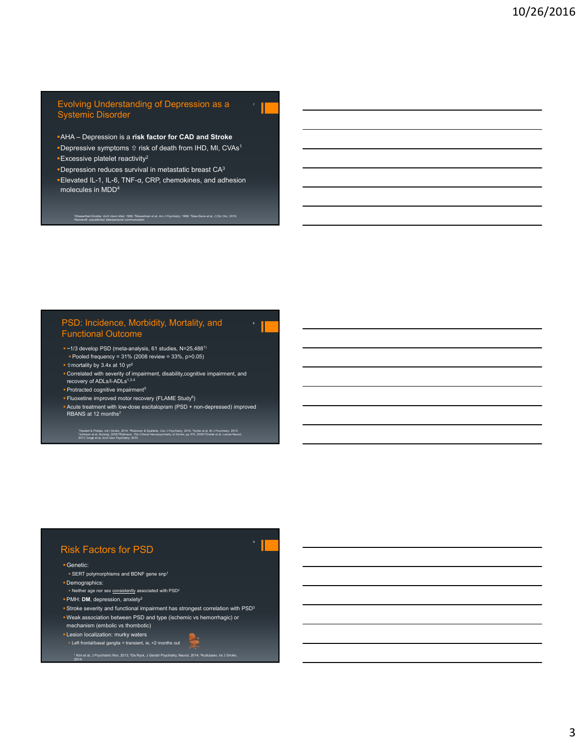## Evolving Understanding of Depression as a Systemic Disorder

- AHA – Depression is a **risk factor for CAD and Stroke**
- Depressive symptoms ⇧ risk of death from IHD, MI, CVAs[1]
- Excessive platelet reactivity[2]
- Depression reduces survival in metastatic breast CA[3]
- Elevated IL-1, IL-6, TNF-α, CRP, chemokines, and adhesion molecules in MDD[4]

[1]Wassertheil-Smoller, *Arch Intern Med*, 1996; [2]Musselman et al, *Am J Psychiatry*, 1996; [3]Giese-Davis et al, *J Clin Onc*, 2010; [4]Nemeroff, unpublished data/personal communication

## PSD: Incidence, Morbidity, Mortality, and Functional Outcome

- ~1/3 develop PSD (meta-analysis, 61 studies, N=25,488[1])
  - Pooled frequency = 31% (2008 review = 33%, p>0.05)
- ⇧mortality by 3.4x at 10 yr[2]
- Correlated with severity of impairment, disability,cognitive impairment, and recovery of ADLs/I-ADLs[1,3,4]
- Protracted cognitive impairment[5]
- Fluoxetine improved motor recovery (FLAME Study[6])
- Acute treatment with low-dose escitalopram (PSD + non-depressed) improved RBANS at 12 months[7]

[1]Hackett & Pickles, *Intl J Stroke*, 2014; [2]Robinson & Spalletta, *Can J Psychiatry*, 2010; [3]Ayrbe et al, *Br J Psychiatry*, 2013; [4]Johnson et al, Nursing, 2006;[5]Robinson, *The Clinical Neuropsychiatry of Stroke*, pp 470, 2006;[6]Chollet et al, Lancet Neurol, 2011;[7]Jorge et al, *Arch Gen Psychiatry*, 2010

## Risk Factors for PSD

- Genetic:
  - SERT polymorphisms and BDNF gene snp[1]
- Demographics:
  - Neither age nor sex consistently associated with PSD[2]
- PMH: **DM**, depression, anxiety[2]
- Stroke severity and functional impairment has strongest correlation with PSD[3]
- Weak association between PSD and type (ischemic vs hemorrhagic) or mechanism (embolic vs thombotic)
- Lesion localization: murky waters
  - Left frontal/basal ganglia = transient, ie, <2 months out

[1] Kim et al, *J Psychiatric Res*, 2013; [2]De Ryck, *J Geriatr Psychiatry*, Neurol, 2014; [3]Kutlubaev, *Int J Stroke*, 2014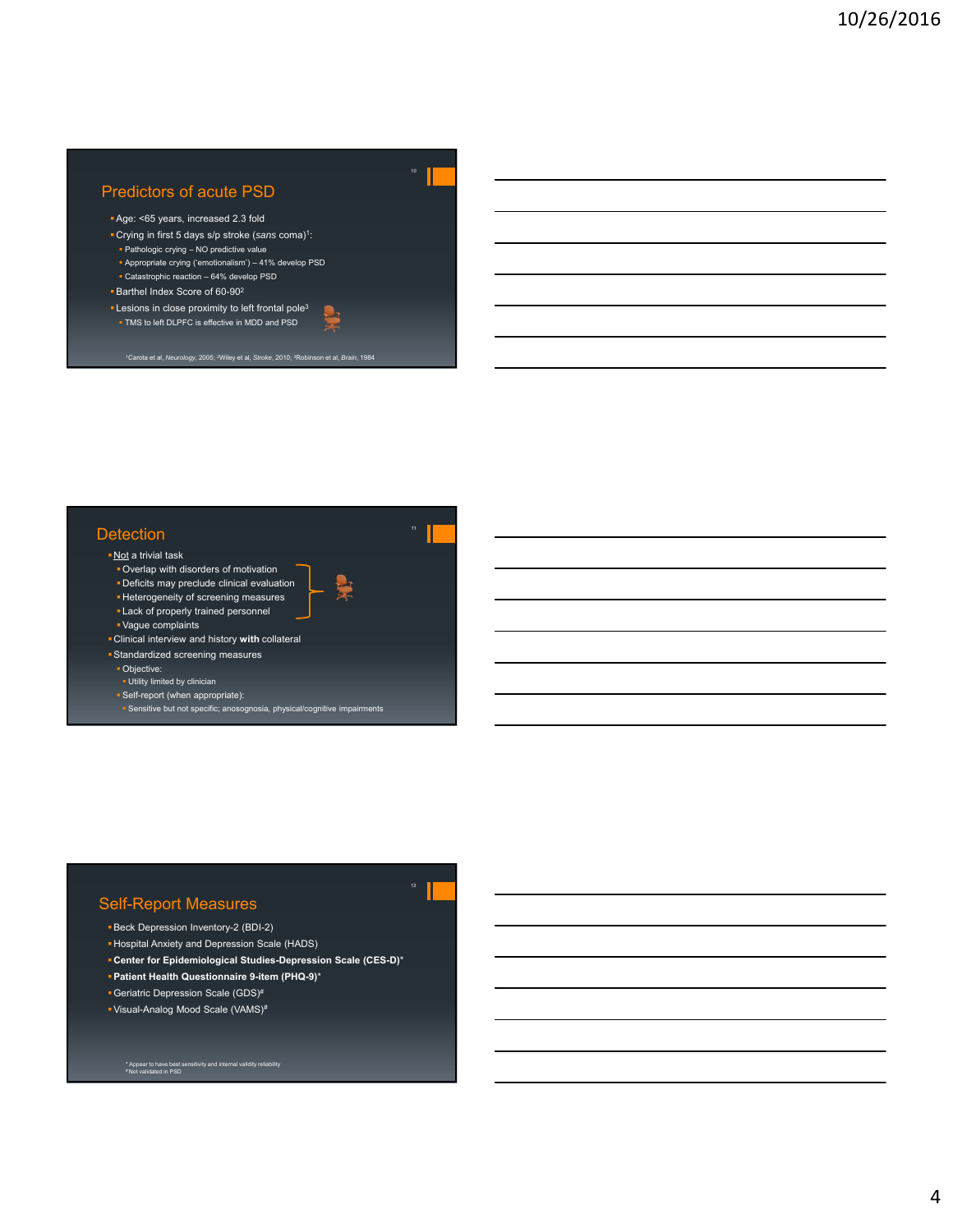## Predictors of acute PSD

- Age: <65 years, increased 2.3 fold
- Crying in first 5 days s/p stroke (*sans* coma)[1]:
  - Pathologic crying – NO predictive value
  - Appropriate crying ('emotionalism') – 41% develop PSD
  - Catastrophic reaction – 64% develop PSD
- Barthel Index Score of 60-90[2]
- Lesions in close proximity to left frontal pole[3]
  - TMS to left DLPFC is effective in MDD and PSD

[1]Carota et al, *Neurology*, 2005; [2]Wiley et al, *Stroke*, 2010; [3]Robinson et al, *Brain*, 1984

## Detection

- Not a trivial task
  - Overlap with disorders of motivation
  - Deficits may preclude clinical evaluation
  - Heterogeneity of screening measures
  - Lack of properly trained personnel
  - Vague complaints
- Clinical interview and history **with** collateral
- Standardized screening measures
  - Objective:
    - Utility limited by clinician
  - Self-report (when appropriate):
    - Sensitive but not specific; anosognosia, physical/cognitive impairments

## Self-Report Measures

- Beck Depression Inventory-2 (BDI-2)
- Hospital Anxiety and Depression Scale (HADS)
- **Center for Epidemiological Studies-Depression Scale (CES-D)***
- **Patient Health Questionnaire 9-item (PHQ-9)***
- Geriatric Depression Scale (GDS)#
- Visual-Analog Mood Scale (VAMS)#

* Appear to have best sensitivity and internal validity reliability
#Not validated in PSD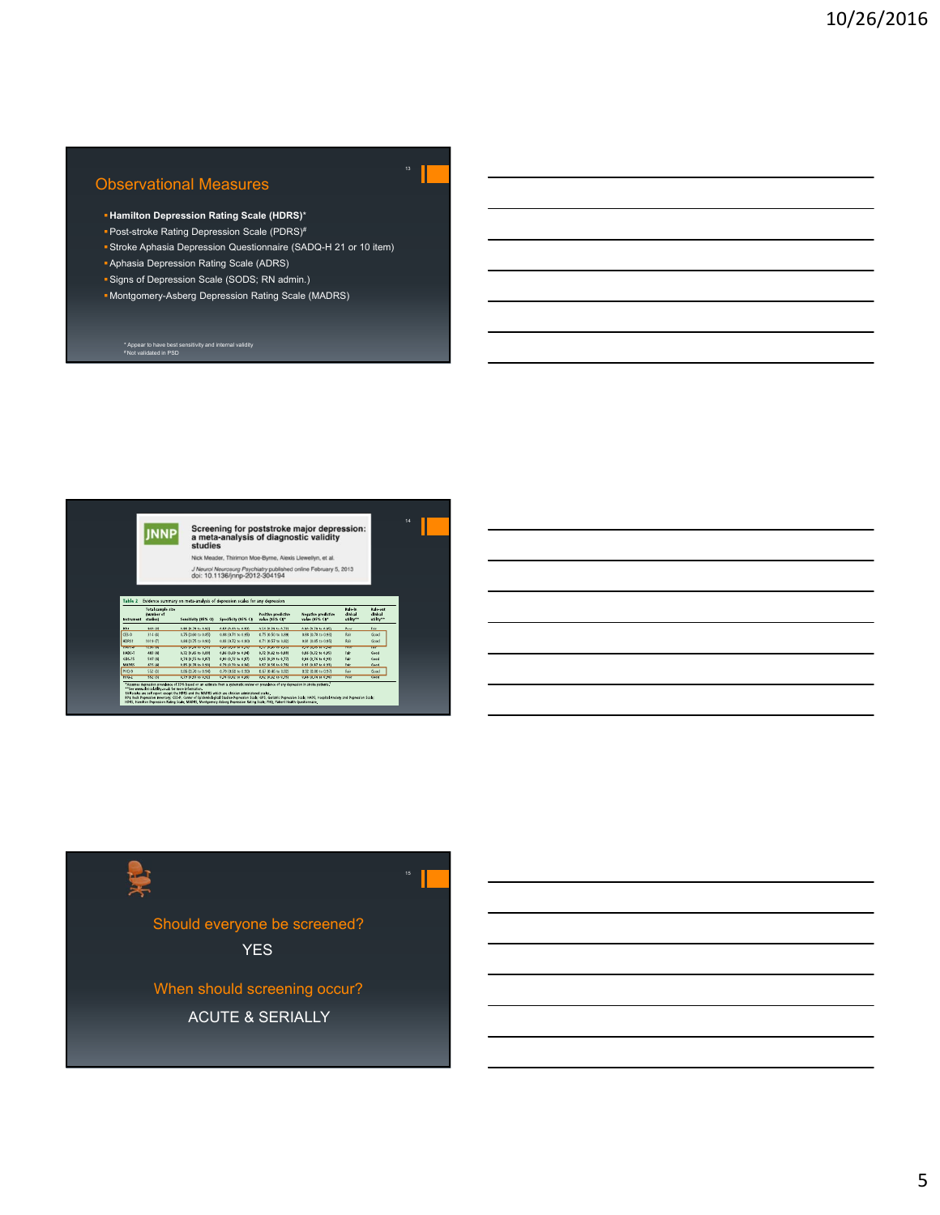## Observational Measures

- **Hamilton Depression Rating Scale (HDRS)***
- Post-stroke Rating Depression Scale (PDRS)#
- Stroke Aphasia Depression Questionnaire (SADQ-H 21 or 10 item)
- Aphasia Depression Rating Scale (ADRS)
- Signs of Depression Scale (SODS; RN admin.)
- Montgomery-Asberg Depression Rating Scale (MADRS)

\* Appear to have best sensitivity and internal validity
\# Not validated in PSD

---

**JNNP**

**Screening for poststroke major depression: a meta-analysis of diagnostic validity studies**

Nick Meader, Thirimon Moe-Byrne, Alexis Llewellyn, et al.

*J Neurol Neurosurg Psychiatry* published online February 5, 2013
doi: 10.1136/jnnp-2012-304194

---

## Should everyone be screened?

YES

## When should screening occur?

ACUTE & SERIALLY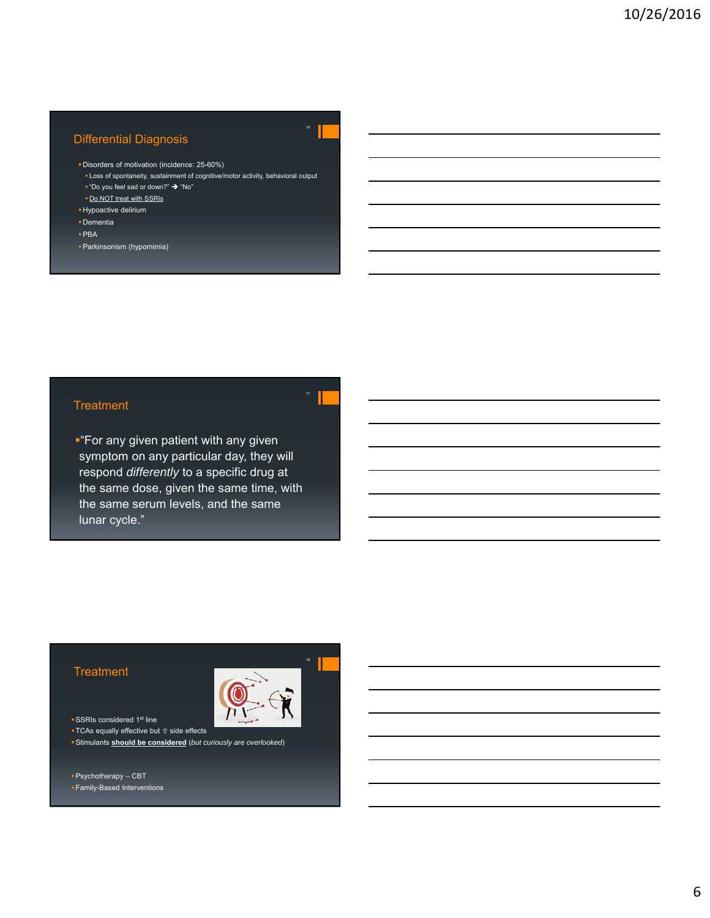## Differential Diagnosis

- Disorders of motivation (incidence: 25-60%)
  - Loss of spontaneity, sustainment of cognitive/motor activity, behavioral output
  - "Do you feel sad or down?" → "No"
  - Do NOT treat with SSRIs
- Hypoactive delirium
- Dementia
- PBA
- Parkinsonism (hypomimia)

## Treatment

- "For any given patient with any given symptom on any particular day, they will respond *differently* to a specific drug at the same dose, given the same time, with the same serum levels, and the same lunar cycle."

## Treatment

- SSRIs considered 1st line
- TCAs equally effective but ⇧ side effects
- Stimulants **should be considered** (*but curiously are overlooked*)

- Psychotherapy – CBT
- Family-Based Interventions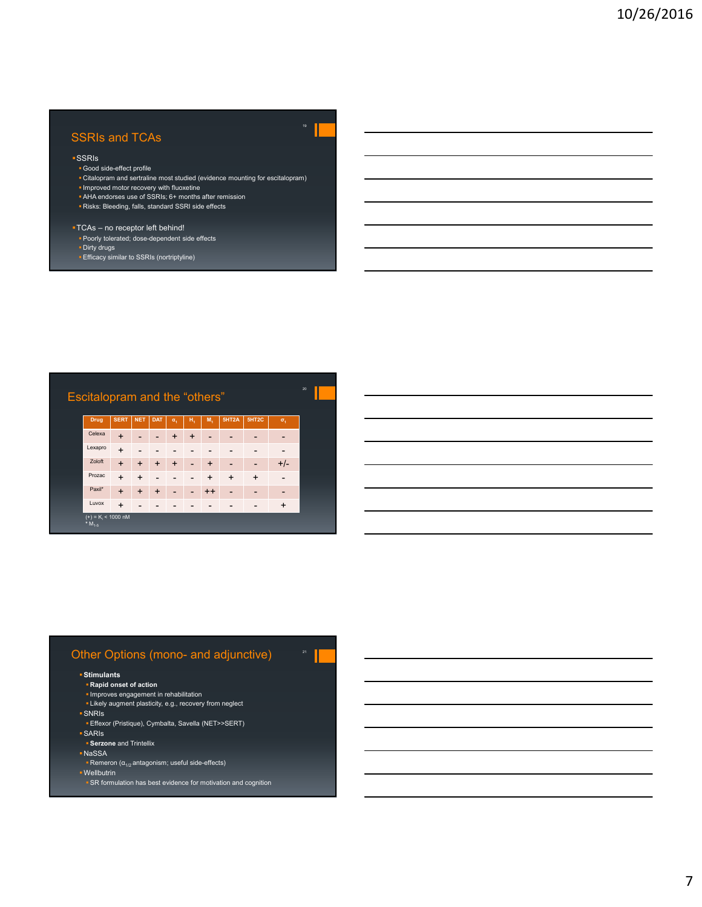## SSRIs and TCAs

- SSRIs
  - Good side-effect profile
  - Citalopram and sertraline most studied (evidence mounting for escitalopram)
  - Improved motor recovery with fluoxetine
  - AHA endorses use of SSRIs; 6+ months after remission
  - Risks: Bleeding, falls, standard SSRI side effects
- TCAs – no receptor left behind!
  - Poorly tolerated; dose-dependent side effects
  - Dirty drugs
  - Efficacy similar to SSRIs (nortriptyline)

## Escitalopram and the "others"

| Drug | SERT | NET | DAT | $\alpha_1$ | $H_1$ | $M_1$ | 5HT2A | 5HT2C | $\sigma_1$ |
|---|---|---|---|---|---|---|---|---|---|
| Celexa | + | - | - | + | + | - | - | - | - |
| Lexapro | + | - | - | - | - | - | - | - | - |
| Zoloft | + | + | + | + | - | + | - | - | +/- |
| Prozac | + | + | - | - | - | + | + | + | - |
| Paxil* | + | + | + | - | - | ++ | - | - | - |
| Luvox | + | - | - | - | - | - | - | - | + |

(+) = $K_i$ < 1000 nM
* $M_{1\text{-}5}$

## Other Options (mono- and adjunctive)

- **Stimulants**
  - **Rapid onset of action**
  - Improves engagement in rehabilitation
  - Likely augment plasticity, e.g., recovery from neglect
- SNRIs
  - Effexor (Pristique), Cymbalta, Savella (NET>>SERT)
- SARIs
  - **Serzone** and Trintellix
- NaSSA
  - Remeron ($\alpha_{1/2}$ antagonism; useful side-effects)
- Wellbutrin
  - SR formulation has best evidence for motivation and cognition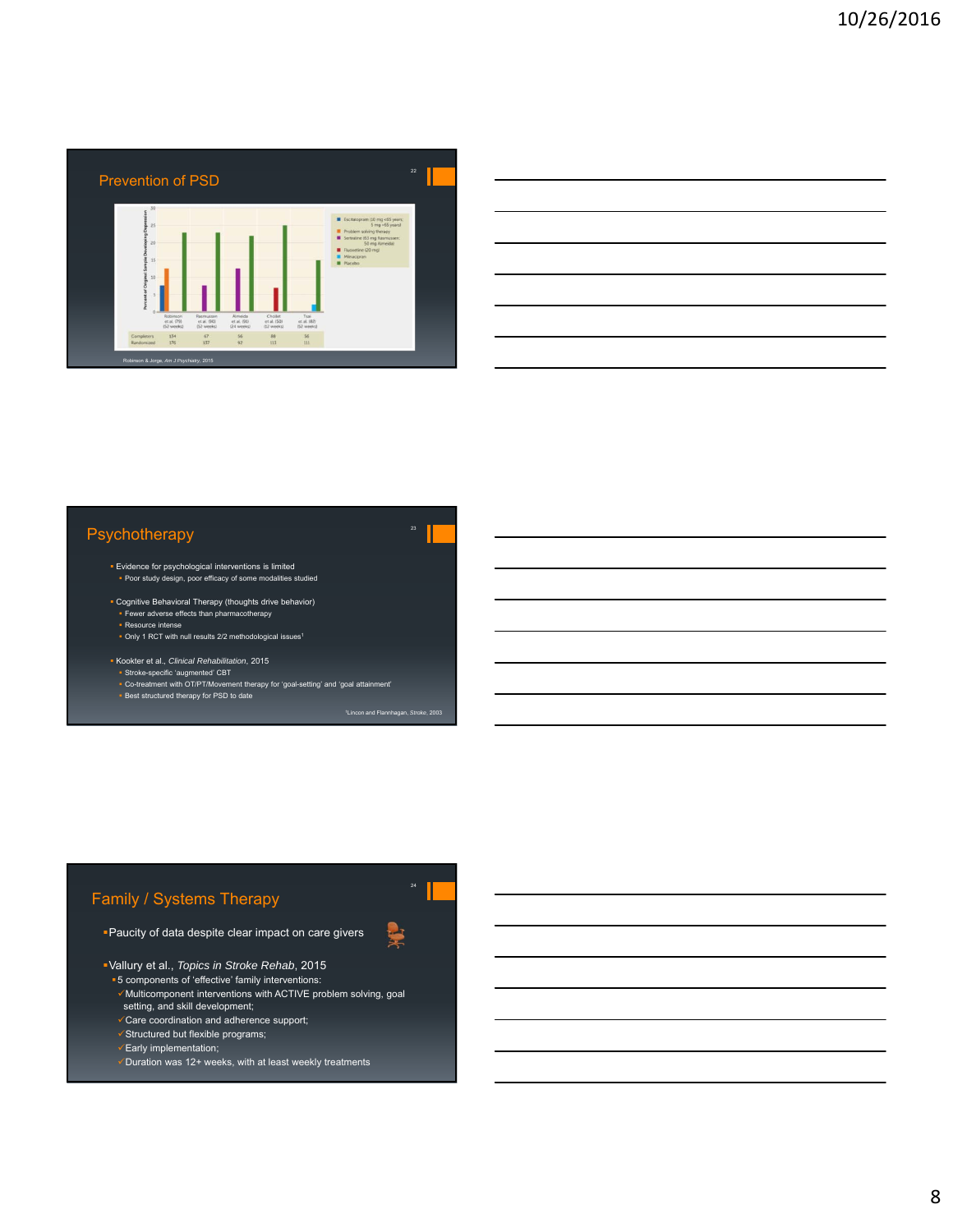## Prevention of PSD

| | Robinson et al. (76) (52 weeks) | Rasmussen et al. (90) (52 weeks) | Almeida et al. (66) (24 weeks) | Chollet et al. (58) (12 weeks) | Tsai et al. (87) (52 weeks) |
|---|---|---|---|---|---|
| Completers | 134 | 67 | 56 | 88 | 56 |
| Randomized | 176 | 137 | 92 | 113 | 111 |

Legend: Escitalopram (10 mg <65 years; 5 mg >65 years); Problem solving therapy; Sertraline (63 mg Rasmussen; 50 mg Almeida); Fluoxetine (20 mg); Milnacipran; Placebo

Robinson & Jorge, *Am J Psychiatry*, 2015

## Psychotherapy

- Evidence for psychological interventions is limited
  - Poor study design, poor efficacy of some modalities studied
- Cognitive Behavioral Therapy (thoughts drive behavior)
  - Fewer adverse effects than pharmacotherapy
  - Resource intense
  - Only 1 RCT with null results 2/2 methodological issues[1]
- Kookter et al., *Clinical Rehabilitation*, 2015
  - Stroke-specific 'augmented' CBT
  - Co-treatment with OT/PT/Movement therapy for 'goal-setting' and 'goal attainment'
  - Best structured therapy for PSD to date

[1]Lincon and Flannhagan, *Stroke*, 2003

## Family / Systems Therapy

- Paucity of data despite clear impact on care givers
- Vallury et al., *Topics in Stroke Rehab*, 2015
  - 5 components of 'effective' family interventions:
    - ✓ Multicomponent interventions with ACTIVE problem solving, goal setting, and skill development;
    - ✓ Care coordination and adherence support;
    - ✓ Structured but flexible programs;
    - ✓ Early implementation;
    - ✓ Duration was 12+ weeks, with at least weekly treatments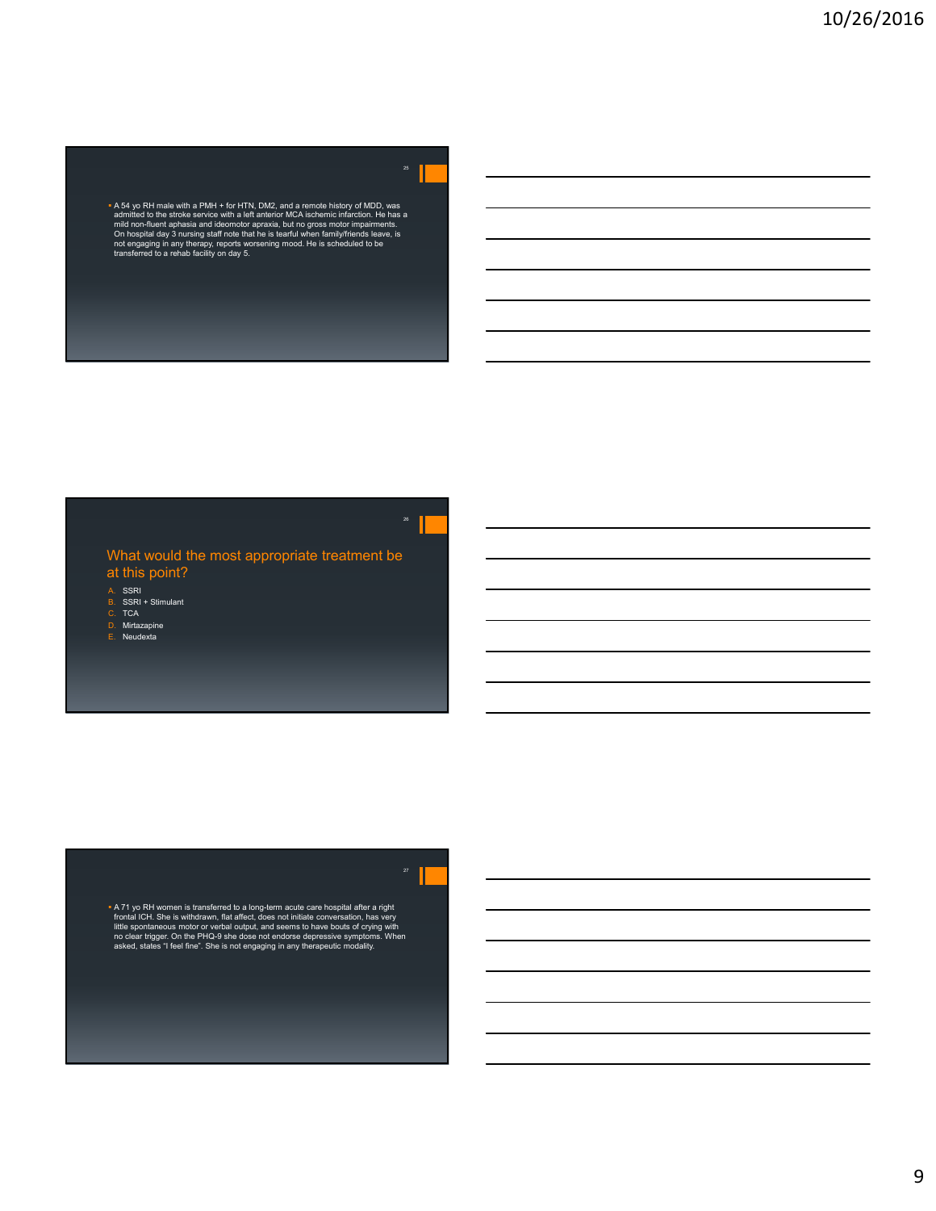- A 54 yo RH male with a PMH + for HTN, DM2, and a remote history of MDD, was admitted to the stroke service with a left anterior MCA ischemic infarction. He has a mild non-fluent aphasia and ideomotor apraxia, but no gross motor impairments. On hospital day 3 nursing staff note that he is tearful when family/friends leave, is not engaging in any therapy, reports worsening mood. He is scheduled to be transferred to a rehab facility on day 5.

## What would the most appropriate treatment be at this point?

A. SSRI
B. SSRI + Stimulant
C. TCA
D. Mirtazapine
E. Neudexta

- A 71 yo RH women is transferred to a long-term acute care hospital after a right frontal ICH. She is withdrawn, flat affect, does not initiate conversation, has very little spontaneous motor or verbal output, and seems to have bouts of crying with no clear trigger. On the PHQ-9 she dose not endorse depressive symptoms. When asked, states "I feel fine". She is not engaging in any therapeutic modality.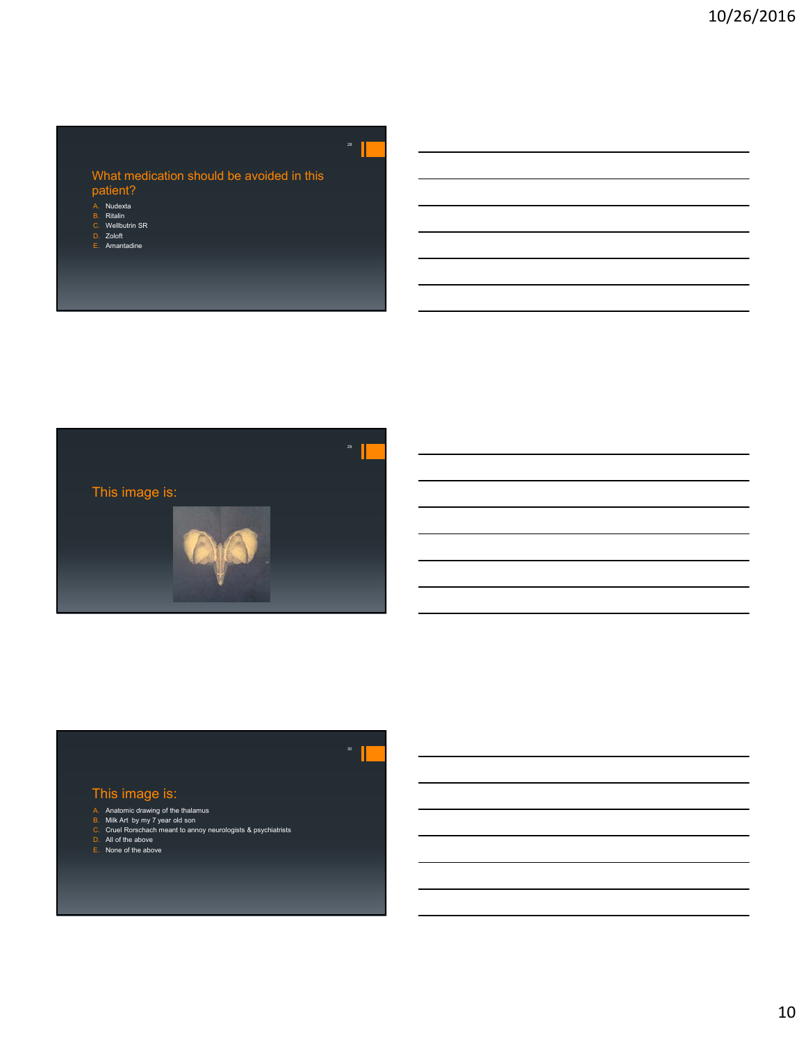## What medication should be avoided in this patient?

A. Nudexta
B. Ritalin
C. Wellbutrin SR
D. Zoloft
E. Amantadine

## This image is:

## This image is:

A. Anatomic drawing of the thalamus
B. Milk Art by my 7 year old son
C. Cruel Rorschach meant to annoy neurologists & psychiatrists
D. All of the above
E. None of the above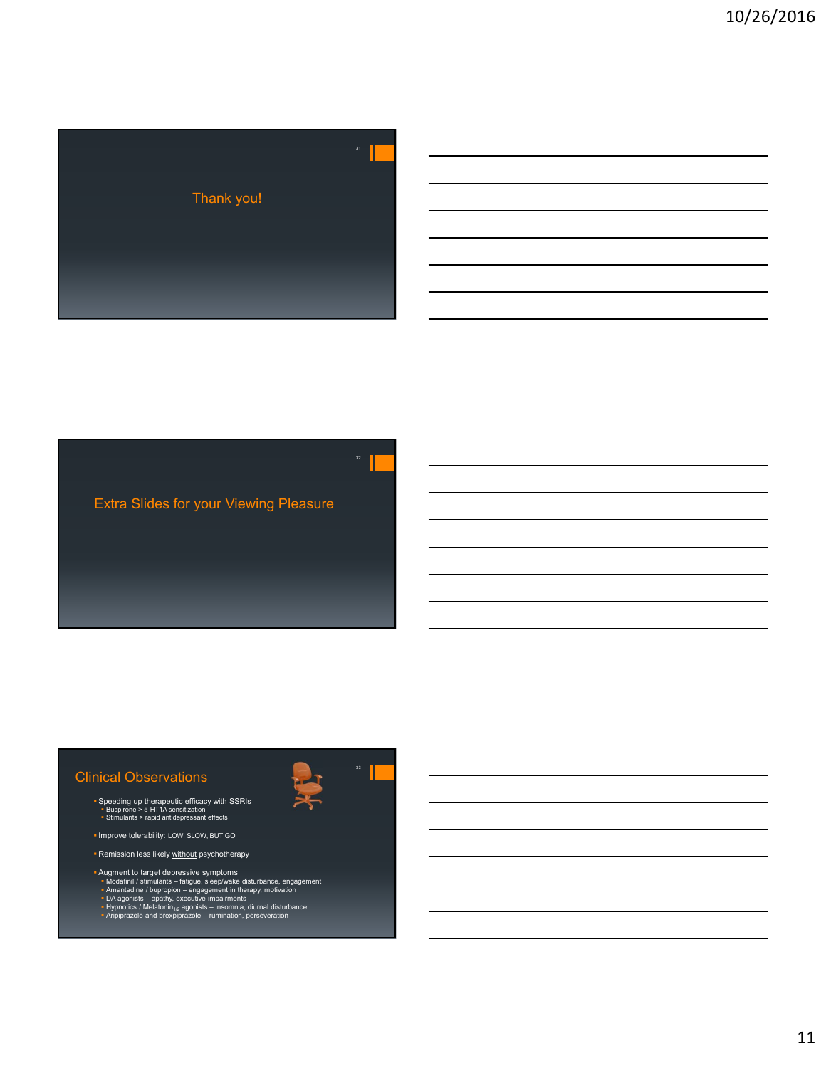Thank you!

Extra Slides for your Viewing Pleasure

## Clinical Observations

- Speeding up therapeutic efficacy with SSRIs
  - Buspirone > 5-HT1A sensitization
  - Stimulants > rapid antidepressant effects
- Improve tolerability: LOW, SLOW, BUT GO
- Remission less likely without psychotherapy
- Augment to target depressive symptoms
  - Modafinil / stimulants – fatigue, sleep/wake disturbance, engagement
  - Amantadine / bupropion – engagement in therapy, motivation
  - DA agonists – apathy, executive impairments
  - Hypnotics / Melatonin$_{1/2}$ agonists – insomnia, diurnal disturbance
  - Aripiprazole and brexpiprazole – rumination, perseveration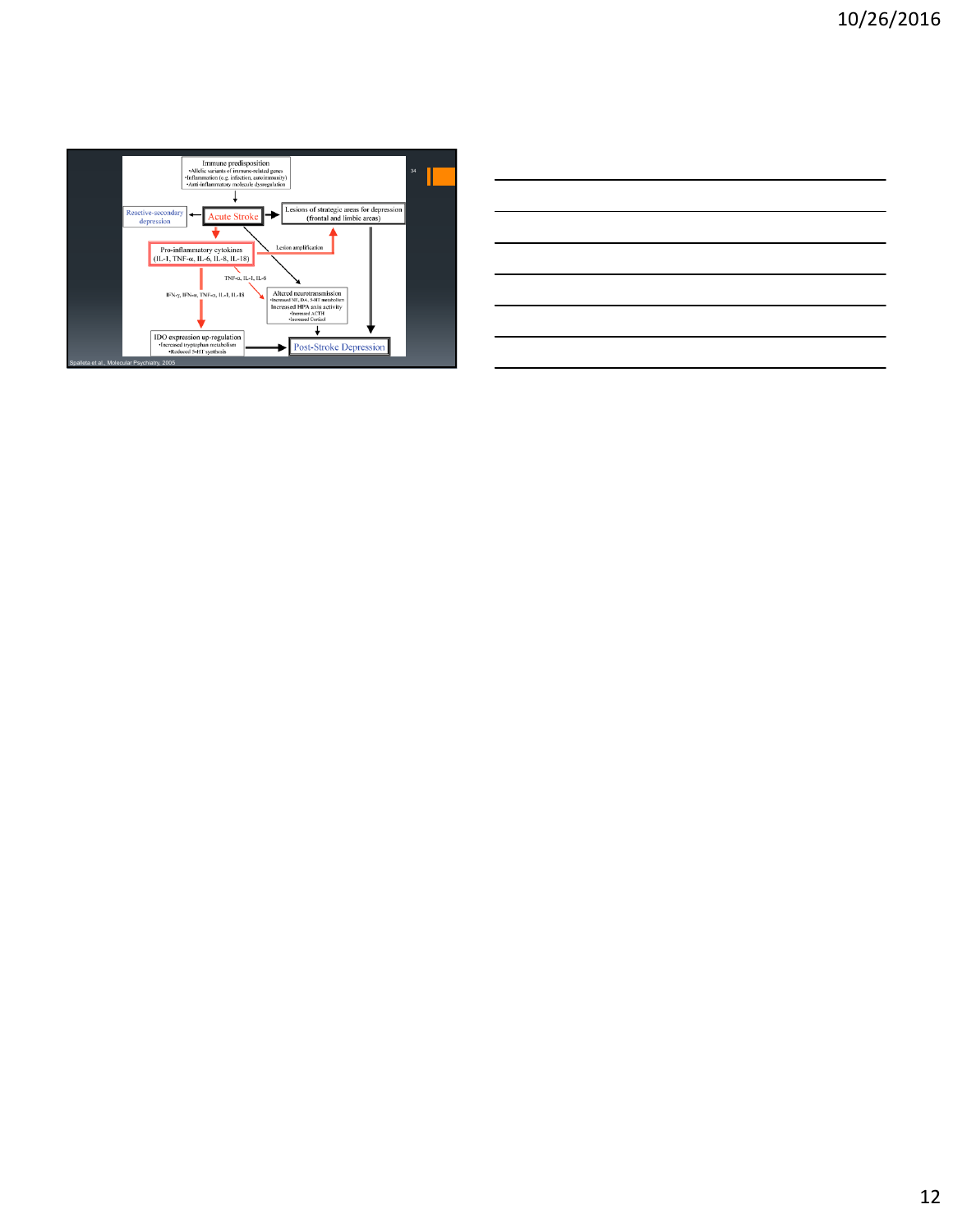Immune predisposition
•Allelic variants of immune-related genes
•Inflammation (e.g. infection, autoimmunity)
•Anti-inflammatory molecule dysregulation

Reactive-secondary depression

Acute Stroke

Lesions of strategic areas for depression (frontal and limbic areas)

Pro-inflammatory cytokines (IL-1, TNF-α, IL-6, IL-8, IL-18)

Lesion amplification

TNF-α, IL-1, IL-6

IFN-γ, IFN-α, TNF-α, IL-1, IL-18

Altered neurotransmission
•Increased NE, DA, 5-HT metabolism
Increased HPA axis activity
•Increased ACTH
•Increased Cortisol

IDO expression up-regulation
•Increased tryptophan metabolism
•Reduced 5-HT synthesis

Post-Stroke Depression

Spalleta et al., Molecular Psychiatry, 2005